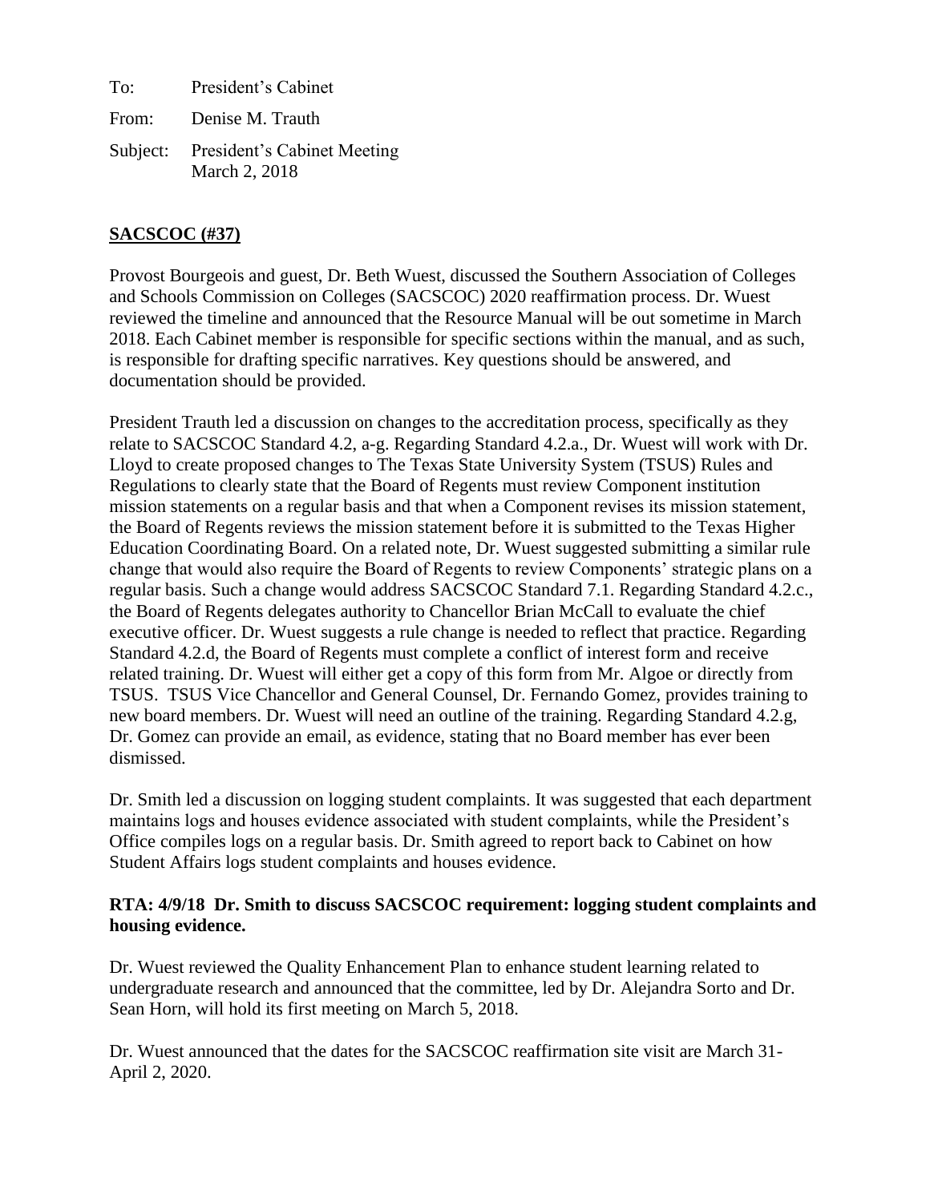To: President's Cabinet

From: Denise M. Trauth

Subject: President's Cabinet Meeting
March 2, 2018

**SACSCOC (#37)**

Provost Bourgeois and guest, Dr. Beth Wuest, discussed the Southern Association of Colleges and Schools Commission on Colleges (SACSCOC) 2020 reaffirmation process. Dr. Wuest reviewed the timeline and announced that the Resource Manual will be out sometime in March 2018. Each Cabinet member is responsible for specific sections within the manual, and as such, is responsible for drafting specific narratives. Key questions should be answered, and documentation should be provided.

President Trauth led a discussion on changes to the accreditation process, specifically as they relate to SACSCOC Standard 4.2, a-g. Regarding Standard 4.2.a., Dr. Wuest will work with Dr. Lloyd to create proposed changes to The Texas State University System (TSUS) Rules and Regulations to clearly state that the Board of Regents must review Component institution mission statements on a regular basis and that when a Component revises its mission statement, the Board of Regents reviews the mission statement before it is submitted to the Texas Higher Education Coordinating Board. On a related note, Dr. Wuest suggested submitting a similar rule change that would also require the Board of Regents to review Components' strategic plans on a regular basis. Such a change would address SACSCOC Standard 7.1. Regarding Standard 4.2.c., the Board of Regents delegates authority to Chancellor Brian McCall to evaluate the chief executive officer. Dr. Wuest suggests a rule change is needed to reflect that practice. Regarding Standard 4.2.d, the Board of Regents must complete a conflict of interest form and receive related training. Dr. Wuest will either get a copy of this form from Mr. Algoe or directly from TSUS. TSUS Vice Chancellor and General Counsel, Dr. Fernando Gomez, provides training to new board members. Dr. Wuest will need an outline of the training. Regarding Standard 4.2.g, Dr. Gomez can provide an email, as evidence, stating that no Board member has ever been dismissed.

Dr. Smith led a discussion on logging student complaints. It was suggested that each department maintains logs and houses evidence associated with student complaints, while the President's Office compiles logs on a regular basis. Dr. Smith agreed to report back to Cabinet on how Student Affairs logs student complaints and houses evidence.

**RTA: 4/9/18 Dr. Smith to discuss SACSCOC requirement: logging student complaints and housing evidence.**

Dr. Wuest reviewed the Quality Enhancement Plan to enhance student learning related to undergraduate research and announced that the committee, led by Dr. Alejandra Sorto and Dr. Sean Horn, will hold its first meeting on March 5, 2018.

Dr. Wuest announced that the dates for the SACSCOC reaffirmation site visit are March 31-April 2, 2020.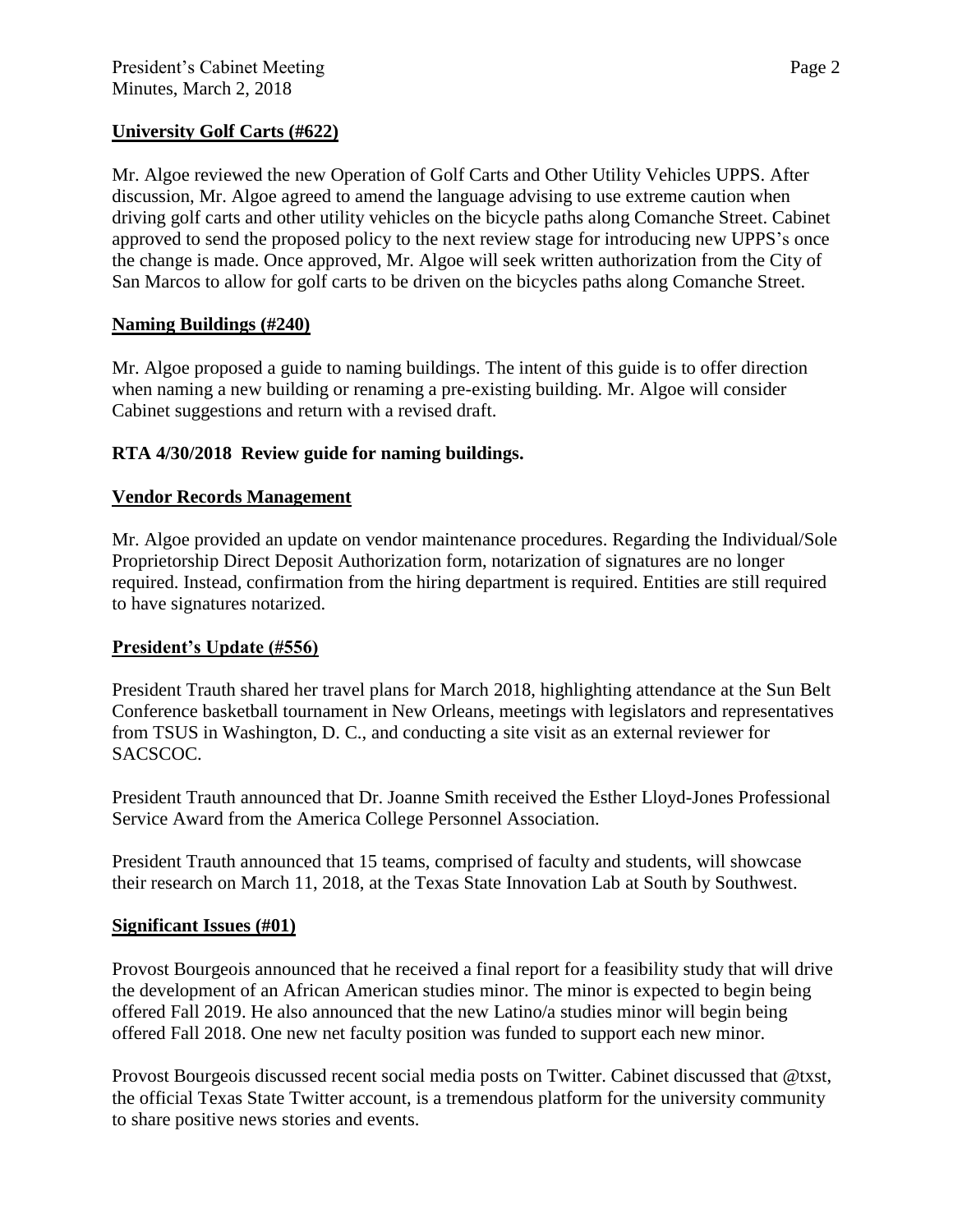## University Golf Carts (#622)

Mr. Algoe reviewed the new Operation of Golf Carts and Other Utility Vehicles UPPS. After discussion, Mr. Algoe agreed to amend the language advising to use extreme caution when driving golf carts and other utility vehicles on the bicycle paths along Comanche Street. Cabinet approved to send the proposed policy to the next review stage for introducing new UPPS's once the change is made. Once approved, Mr. Algoe will seek written authorization from the City of San Marcos to allow for golf carts to be driven on the bicycles paths along Comanche Street.

## Naming Buildings (#240)

Mr. Algoe proposed a guide to naming buildings. The intent of this guide is to offer direction when naming a new building or renaming a pre-existing building. Mr. Algoe will consider Cabinet suggestions and return with a revised draft.

**RTA 4/30/2018 Review guide for naming buildings.**

## Vendor Records Management

Mr. Algoe provided an update on vendor maintenance procedures. Regarding the Individual/Sole Proprietorship Direct Deposit Authorization form, notarization of signatures are no longer required. Instead, confirmation from the hiring department is required. Entities are still required to have signatures notarized.

## President's Update (#556)

President Trauth shared her travel plans for March 2018, highlighting attendance at the Sun Belt Conference basketball tournament in New Orleans, meetings with legislators and representatives from TSUS in Washington, D. C., and conducting a site visit as an external reviewer for SACSCOC.

President Trauth announced that Dr. Joanne Smith received the Esther Lloyd-Jones Professional Service Award from the America College Personnel Association.

President Trauth announced that 15 teams, comprised of faculty and students, will showcase their research on March 11, 2018, at the Texas State Innovation Lab at South by Southwest.

## Significant Issues (#01)

Provost Bourgeois announced that he received a final report for a feasibility study that will drive the development of an African American studies minor. The minor is expected to begin being offered Fall 2019. He also announced that the new Latino/a studies minor will begin being offered Fall 2018. One new net faculty position was funded to support each new minor.

Provost Bourgeois discussed recent social media posts on Twitter. Cabinet discussed that @txst, the official Texas State Twitter account, is a tremendous platform for the university community to share positive news stories and events.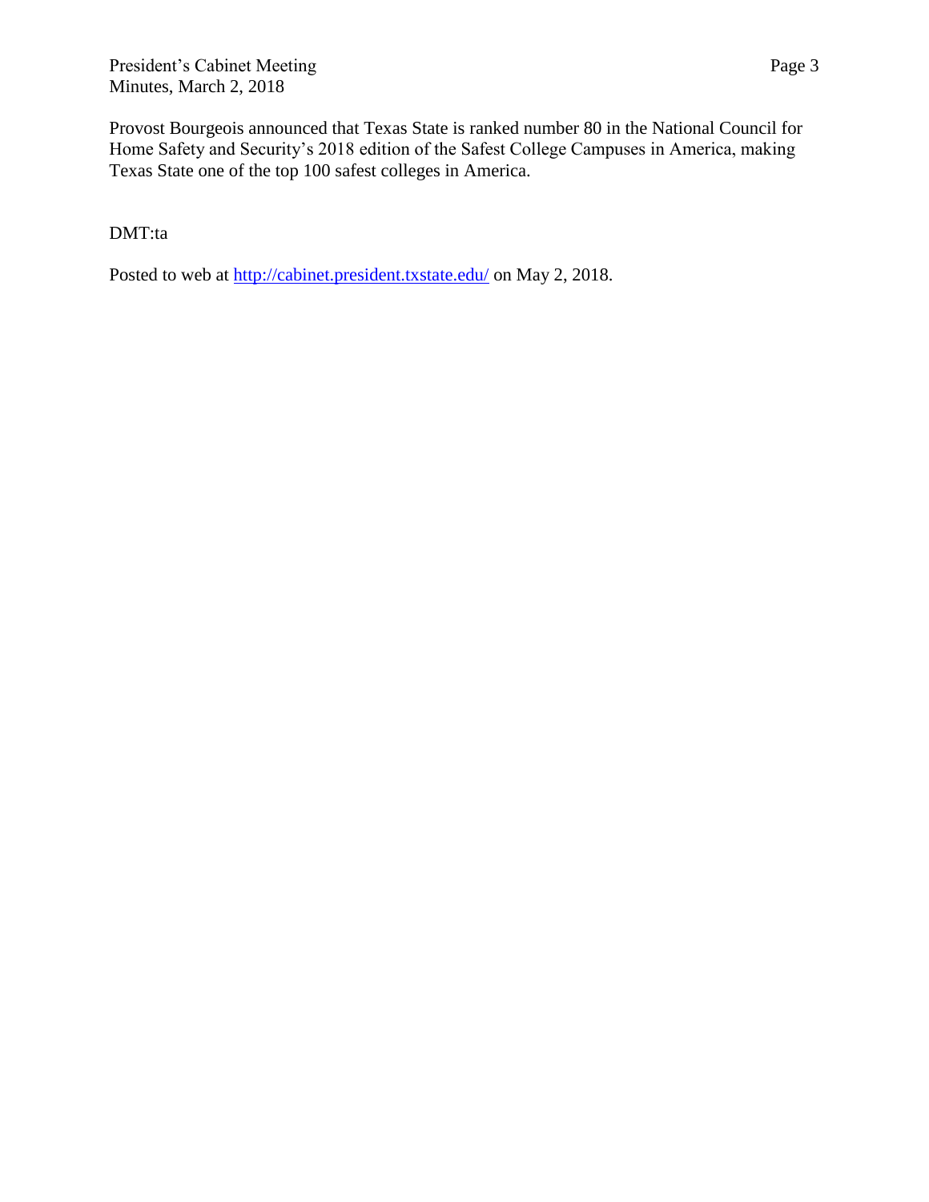Provost Bourgeois announced that Texas State is ranked number 80 in the National Council for Home Safety and Security's 2018 edition of the Safest College Campuses in America, making Texas State one of the top 100 safest colleges in America.

DMT:ta

Posted to web at http://cabinet.president.txstate.edu/ on May 2, 2018.